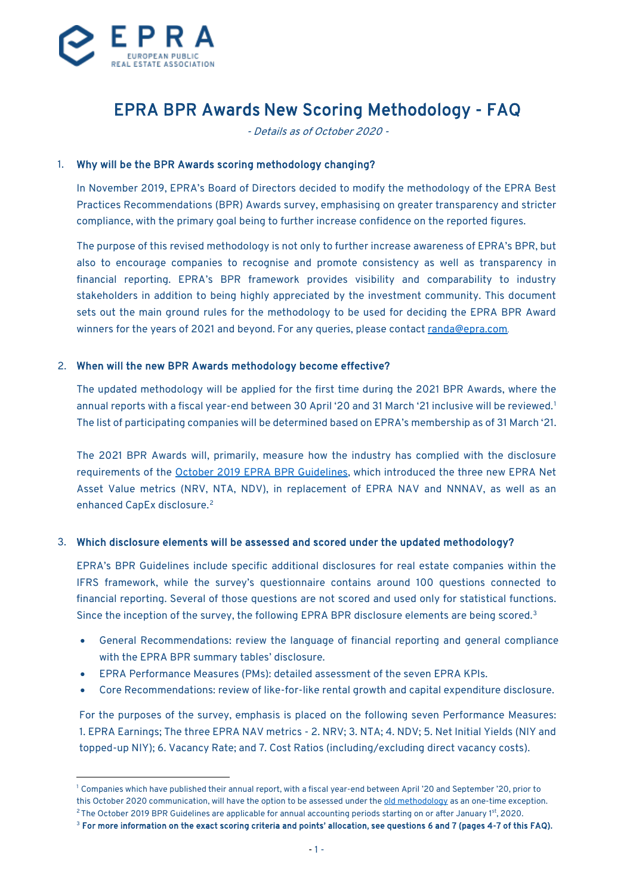# EPRA BPR Awards New Scoring Methodology - FAQ

*- Details as of October 2020 -*

1. **Why will be the BPR Awards scoring methodology changing?**

   In November 2019, EPRA's Board of Directors decided to modify the methodology of the EPRA Best Practices Recommendations (BPR) Awards survey, emphasising on greater transparency and stricter compliance, with the primary goal being to further increase confidence on the reported figures.

   The purpose of this revised methodology is not only to further increase awareness of EPRA's BPR, but also to encourage companies to recognise and promote consistency as well as transparency in financial reporting. EPRA's BPR framework provides visibility and comparability to industry stakeholders in addition to being highly appreciated by the investment community. This document sets out the main ground rules for the methodology to be used for deciding the EPRA BPR Award winners for the years of 2021 and beyond. For any queries, please contact randa@epra.com.

2. **When will the new BPR Awards methodology become effective?**

   The updated methodology will be applied for the first time during the 2021 BPR Awards, where the annual reports with a fiscal year-end between 30 April '20 and 31 March '21 inclusive will be reviewed.[1] The list of participating companies will be determined based on EPRA's membership as of 31 March '21.

   The 2021 BPR Awards will, primarily, measure how the industry has complied with the disclosure requirements of the October 2019 EPRA BPR Guidelines, which introduced the three new EPRA Net Asset Value metrics (NRV, NTA, NDV), in replacement of EPRA NAV and NNNAV, as well as an enhanced CapEx disclosure.[2]

3. **Which disclosure elements will be assessed and scored under the updated methodology?**

   EPRA's BPR Guidelines include specific additional disclosures for real estate companies within the IFRS framework, while the survey's questionnaire contains around 100 questions connected to financial reporting. Several of those questions are not scored and used only for statistical functions. Since the inception of the survey, the following EPRA BPR disclosure elements are being scored.[3]

   - General Recommendations: review the language of financial reporting and general compliance with the EPRA BPR summary tables' disclosure.
   - EPRA Performance Measures (PMs): detailed assessment of the seven EPRA KPIs.
   - Core Recommendations: review of like-for-like rental growth and capital expenditure disclosure.

   For the purposes of the survey, emphasis is placed on the following seven Performance Measures: 1. EPRA Earnings; The three EPRA NAV metrics - 2. NRV; 3. NTA; 4. NDV; 5. Net Initial Yields (NIY and topped-up NIY); 6. Vacancy Rate; and 7. Cost Ratios (including/excluding direct vacancy costs).

---

[1] Companies which have published their annual report, with a fiscal year-end between April '20 and September '20, prior to this October 2020 communication, will have the option to be assessed under the old methodology as an one-time exception.

[2] The October 2019 BPR Guidelines are applicable for annual accounting periods starting on or after January 1st, 2020.

[3] **For more information on the exact scoring criteria and points' allocation, see questions 6 and 7 (pages 4-7 of this FAQ).**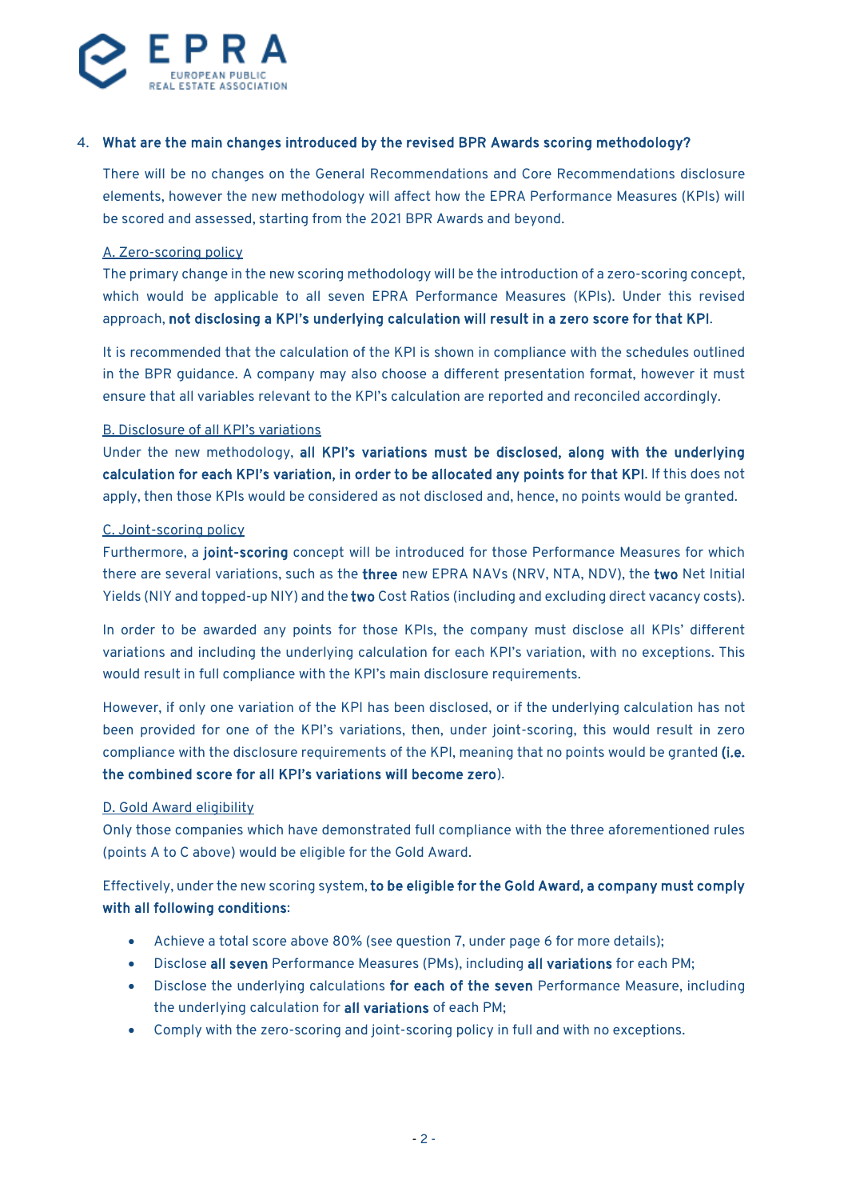4. **What are the main changes introduced by the revised BPR Awards scoring methodology?**

There will be no changes on the General Recommendations and Core Recommendations disclosure elements, however the new methodology will affect how the EPRA Performance Measures (KPIs) will be scored and assessed, starting from the 2021 BPR Awards and beyond.

A. Zero-scoring policy

The primary change in the new scoring methodology will be the introduction of a zero-scoring concept, which would be applicable to all seven EPRA Performance Measures (KPIs). Under this revised approach, **not disclosing a KPI's underlying calculation will result in a zero score for that KPI**.

It is recommended that the calculation of the KPI is shown in compliance with the schedules outlined in the BPR guidance. A company may also choose a different presentation format, however it must ensure that all variables relevant to the KPI's calculation are reported and reconciled accordingly.

B. Disclosure of all KPI's variations

Under the new methodology, **all KPI's variations must be disclosed, along with the underlying calculation for each KPI's variation, in order to be allocated any points for that KPI**. If this does not apply, then those KPIs would be considered as not disclosed and, hence, no points would be granted.

C. Joint-scoring policy

Furthermore, a **joint-scoring** concept will be introduced for those Performance Measures for which there are several variations, such as the **three** new EPRA NAVs (NRV, NTA, NDV), the **two** Net Initial Yields (NIY and topped-up NIY) and the **two** Cost Ratios (including and excluding direct vacancy costs).

In order to be awarded any points for those KPIs, the company must disclose all KPIs' different variations and including the underlying calculation for each KPI's variation, with no exceptions. This would result in full compliance with the KPI's main disclosure requirements.

However, if only one variation of the KPI has been disclosed, or if the underlying calculation has not been provided for one of the KPI's variations, then, under joint-scoring, this would result in zero compliance with the disclosure requirements of the KPI, meaning that no points would be granted **(i.e. the combined score for all KPI's variations will become zero)**.

D. Gold Award eligibility

Only those companies which have demonstrated full compliance with the three aforementioned rules (points A to C above) would be eligible for the Gold Award.

Effectively, under the new scoring system, **to be eligible for the Gold Award, a company must comply with all following conditions**:

- Achieve a total score above 80% (see question 7, under page 6 for more details);
- Disclose **all seven** Performance Measures (PMs), including **all variations** for each PM;
- Disclose the underlying calculations **for each of the seven** Performance Measure, including the underlying calculation for **all variations** of each PM;
- Comply with the zero-scoring and joint-scoring policy in full and with no exceptions.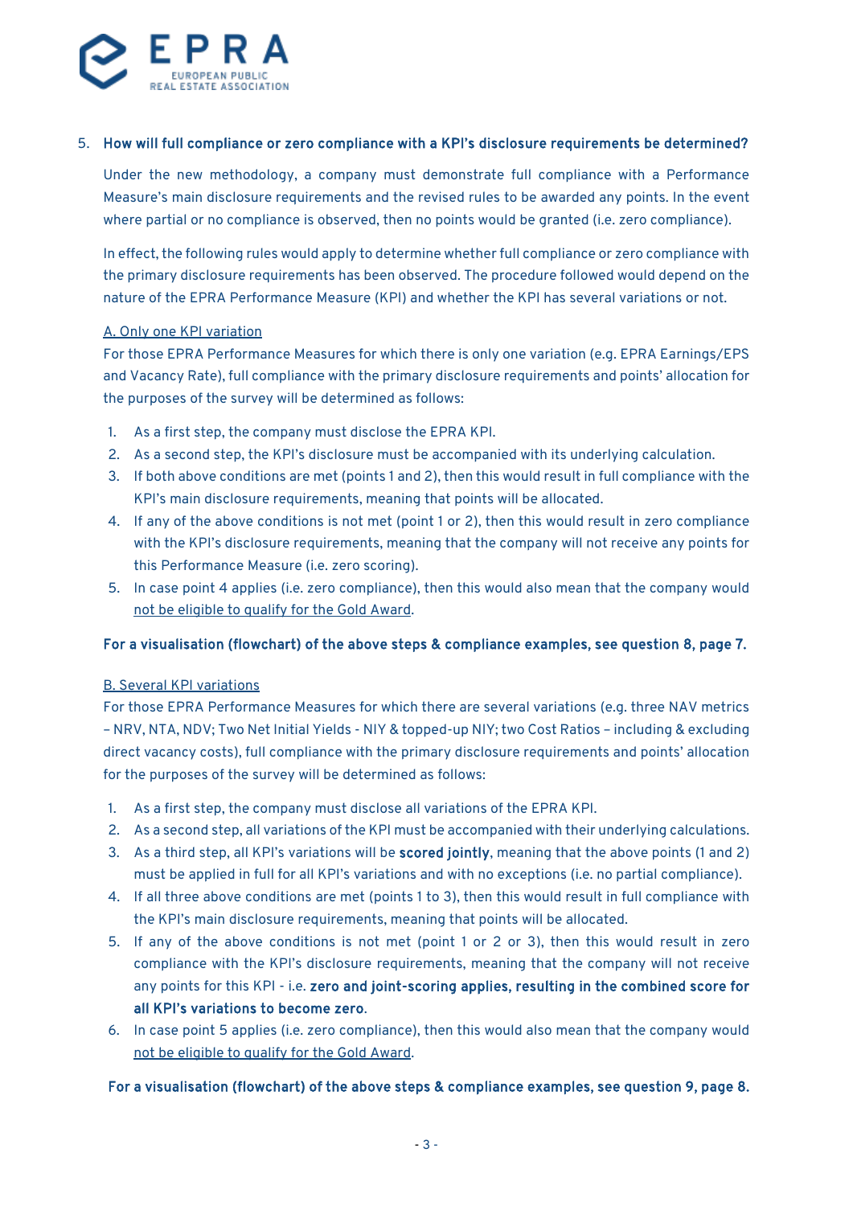5. **How will full compliance or zero compliance with a KPI's disclosure requirements be determined?**

Under the new methodology, a company must demonstrate full compliance with a Performance Measure's main disclosure requirements and the revised rules to be awarded any points. In the event where partial or no compliance is observed, then no points would be granted (i.e. zero compliance).

In effect, the following rules would apply to determine whether full compliance or zero compliance with the primary disclosure requirements has been observed. The procedure followed would depend on the nature of the EPRA Performance Measure (KPI) and whether the KPI has several variations or not.

A. Only one KPI variation

For those EPRA Performance Measures for which there is only one variation (e.g. EPRA Earnings/EPS and Vacancy Rate), full compliance with the primary disclosure requirements and points' allocation for the purposes of the survey will be determined as follows:

1. As a first step, the company must disclose the EPRA KPI.
2. As a second step, the KPI's disclosure must be accompanied with its underlying calculation.
3. If both above conditions are met (points 1 and 2), then this would result in full compliance with the KPI's main disclosure requirements, meaning that points will be allocated.
4. If any of the above conditions is not met (point 1 or 2), then this would result in zero compliance with the KPI's disclosure requirements, meaning that the company will not receive any points for this Performance Measure (i.e. zero scoring).
5. In case point 4 applies (i.e. zero compliance), then this would also mean that the company would not be eligible to qualify for the Gold Award.

**For a visualisation (flowchart) of the above steps & compliance examples, see question 8, page 7.**

B. Several KPI variations

For those EPRA Performance Measures for which there are several variations (e.g. three NAV metrics – NRV, NTA, NDV; Two Net Initial Yields - NIY & topped-up NIY; two Cost Ratios – including & excluding direct vacancy costs), full compliance with the primary disclosure requirements and points' allocation for the purposes of the survey will be determined as follows:

1. As a first step, the company must disclose all variations of the EPRA KPI.
2. As a second step, all variations of the KPI must be accompanied with their underlying calculations.
3. As a third step, all KPI's variations will be **scored jointly**, meaning that the above points (1 and 2) must be applied in full for all KPI's variations and with no exceptions (i.e. no partial compliance).
4. If all three above conditions are met (points 1 to 3), then this would result in full compliance with the KPI's main disclosure requirements, meaning that points will be allocated.
5. If any of the above conditions is not met (point 1 or 2 or 3), then this would result in zero compliance with the KPI's disclosure requirements, meaning that the company will not receive any points for this KPI - i.e. **zero and joint-scoring applies, resulting in the combined score for all KPI's variations to become zero**.
6. In case point 5 applies (i.e. zero compliance), then this would also mean that the company would not be eligible to qualify for the Gold Award.

**For a visualisation (flowchart) of the above steps & compliance examples, see question 9, page 8.**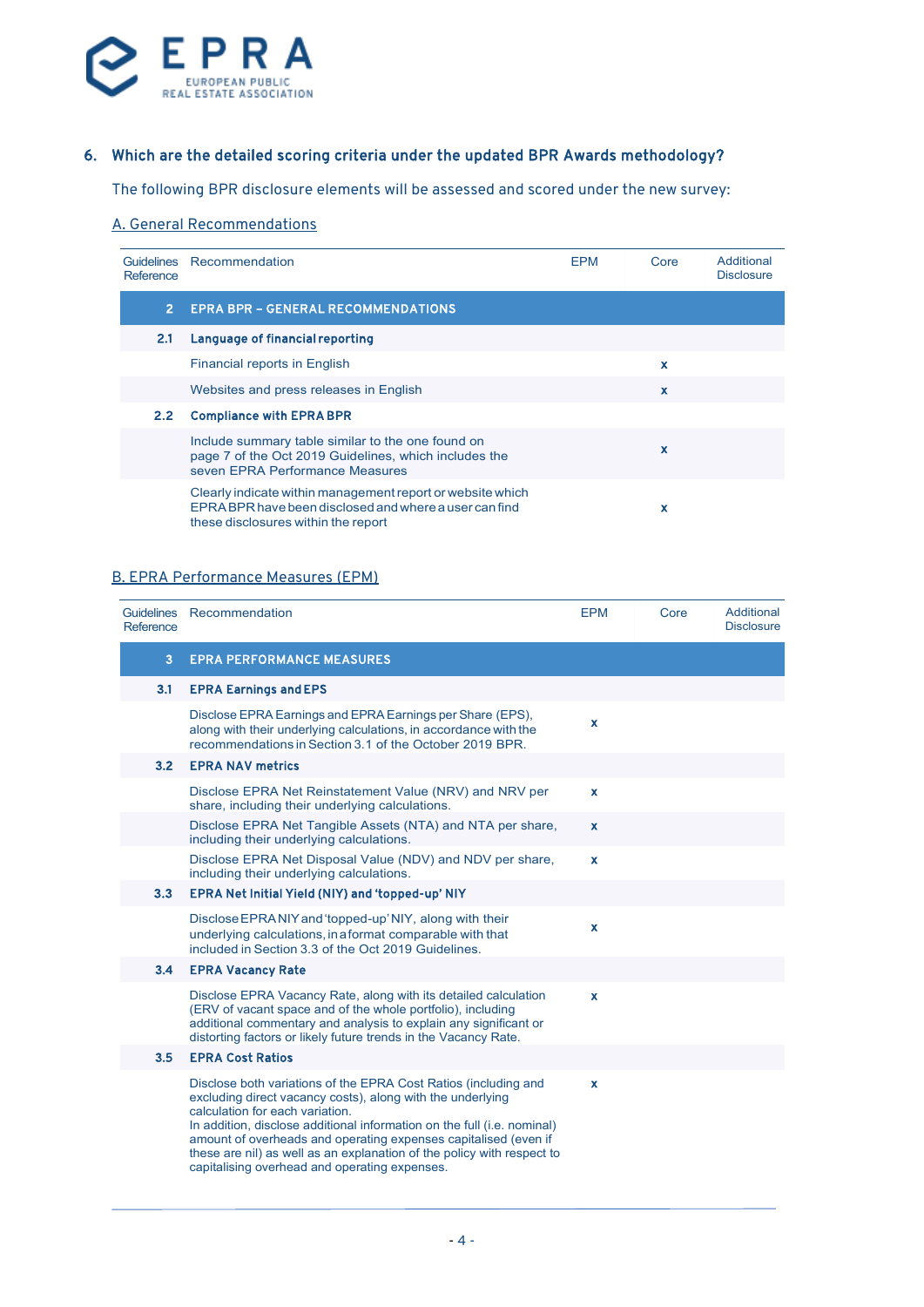## 6. Which are the detailed scoring criteria under the updated BPR Awards methodology?

The following BPR disclosure elements will be assessed and scored under the new survey:

### A. General Recommendations

| Guidelines Reference | Recommendation | EPM | Core | Additional Disclosure |
|---|---|---|---|---|
| **2** | **EPRA BPR – GENERAL RECOMMENDATIONS** | | | |
| **2.1** | **Language of financial reporting** | | | |
| | Financial reports in English | | x | |
| | Websites and press releases in English | | x | |
| **2.2** | **Compliance with EPRA BPR** | | | |
| | Include summary table similar to the one found on page 7 of the Oct 2019 Guidelines, which includes the seven EPRA Performance Measures | | x | |
| | Clearly indicate within management report or website which EPRA BPR have been disclosed and where a user can find these disclosures within the report | | x | |

### B. EPRA Performance Measures (EPM)

| Guidelines Reference | Recommendation | EPM | Core | Additional Disclosure |
|---|---|---|---|---|
| **3** | **EPRA PERFORMANCE MEASURES** | | | |
| **3.1** | **EPRA Earnings and EPS** | | | |
| | Disclose EPRA Earnings and EPRA Earnings per Share (EPS), along with their underlying calculations, in accordance with the recommendations in Section 3.1 of the October 2019 BPR. | x | | |
| **3.2** | **EPRA NAV metrics** | | | |
| | Disclose EPRA Net Reinstatement Value (NRV) and NRV per share, including their underlying calculations. | x | | |
| | Disclose EPRA Net Tangible Assets (NTA) and NTA per share, including their underlying calculations. | x | | |
| | Disclose EPRA Net Disposal Value (NDV) and NDV per share, including their underlying calculations. | x | | |
| **3.3** | **EPRA Net Initial Yield (NIY) and 'topped-up' NIY** | | | |
| | Disclose EPRA NIY and 'topped-up' NIY, along with their underlying calculations, in a format comparable with that included in Section 3.3 of the Oct 2019 Guidelines. | x | | |
| **3.4** | **EPRA Vacancy Rate** | | | |
| | Disclose EPRA Vacancy Rate, along with its detailed calculation (ERV of vacant space and of the whole portfolio), including additional commentary and analysis to explain any significant or distorting factors or likely future trends in the Vacancy Rate. | x | | |
| **3.5** | **EPRA Cost Ratios** | | | |
| | Disclose both variations of the EPRA Cost Ratios (including and excluding direct vacancy costs), along with the underlying calculation for each variation. In addition, disclose additional information on the full (i.e. nominal) amount of overheads and operating expenses capitalised (even if these are nil) as well as an explanation of the policy with respect to capitalising overhead and operating expenses. | x | | |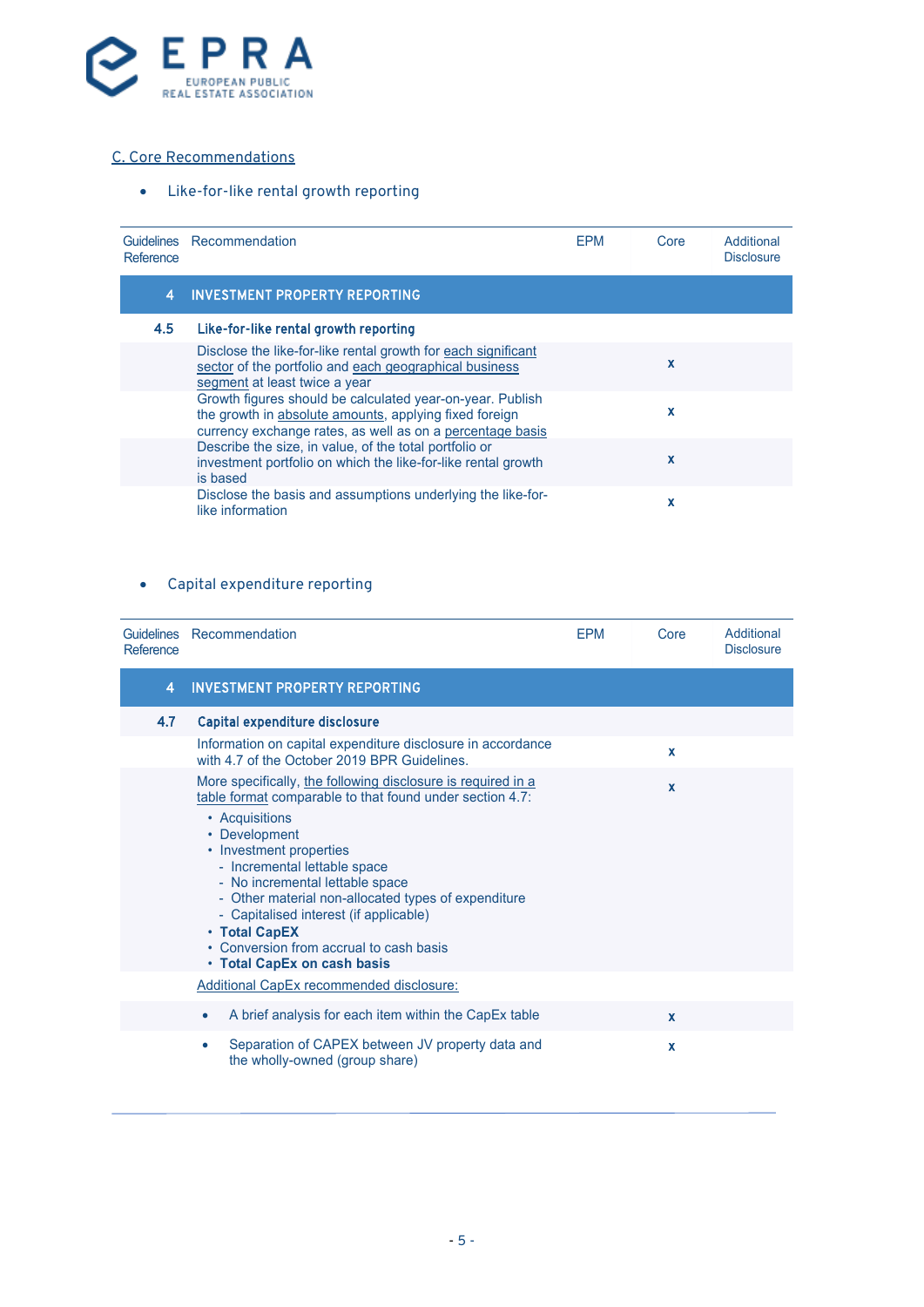C. Core Recommendations

- Like-for-like rental growth reporting

| Guidelines Reference | Recommendation | EPM | Core | Additional Disclosure |
|---|---|---|---|---|
| 4 | **INVESTMENT PROPERTY REPORTING** | | | |
| 4.5 | **Like-for-like rental growth reporting** | | | |
| | Disclose the like-for-like rental growth for each significant sector of the portfolio and each geographical business segment at least twice a year | | x | |
| | Growth figures should be calculated year-on-year. Publish the growth in absolute amounts, applying fixed foreign currency exchange rates, as well as on a percentage basis | | x | |
| | Describe the size, in value, of the total portfolio or investment portfolio on which the like-for-like rental growth is based | | x | |
| | Disclose the basis and assumptions underlying the like-for-like information | | x | |

- Capital expenditure reporting

| Guidelines Reference | Recommendation | EPM | Core | Additional Disclosure |
|---|---|---|---|---|
| 4 | **INVESTMENT PROPERTY REPORTING** | | | |
| 4.7 | **Capital expenditure disclosure** | | | |
| | Information on capital expenditure disclosure in accordance with 4.7 of the October 2019 BPR Guidelines. | | x | |
| | More specifically, the following disclosure is required in a table format comparable to that found under section 4.7:<br>• Acquisitions<br>• Development<br>• Investment properties<br>  - Incremental lettable space<br>  - No incremental lettable space<br>  - Other material non-allocated types of expenditure<br>  - Capitalised interest (if applicable)<br>• **Total CapEX**<br>• Conversion from accrual to cash basis<br>• **Total CapEx on cash basis** | | x | |
| | Additional CapEx recommended disclosure: | | | |
| | • A brief analysis for each item within the CapEx table | | x | |
| | • Separation of CAPEX between JV property data and the wholly-owned (group share) | | x | |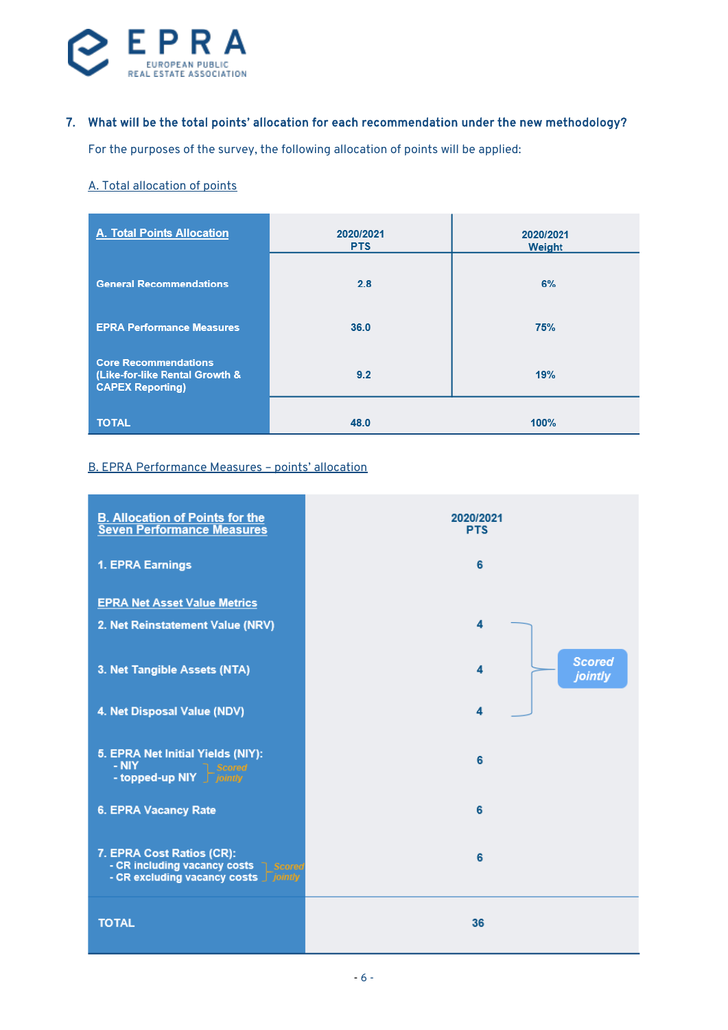## 7. What will be the total points' allocation for each recommendation under the new methodology?

For the purposes of the survey, the following allocation of points will be applied:

A. Total allocation of points

| A. Total Points Allocation | 2020/2021 PTS | 2020/2021 Weight |
|---|---|---|
| General Recommendations | 2.8 | 6% |
| EPRA Performance Measures | 36.0 | 75% |
| Core Recommendations (Like-for-like Rental Growth & CAPEX Reporting) | 9.2 | 19% |
| TOTAL | 48.0 | 100% |

B. EPRA Performance Measures – points' allocation

| B. Allocation of Points for the Seven Performance Measures | 2020/2021 PTS | |
|---|---|---|
| 1. EPRA Earnings | 6 | |
| EPRA Net Asset Value Metrics | | |
| 2. Net Reinstatement Value (NRV) | 4 | Scored jointly |
| 3. Net Tangible Assets (NTA) | 4 | Scored jointly |
| 4. Net Disposal Value (NDV) | 4 | Scored jointly |
| 5. EPRA Net Initial Yields (NIY): - NIY - topped-up NIY (Scored jointly) | 6 | |
| 6. EPRA Vacancy Rate | 6 | |
| 7. EPRA Cost Ratios (CR): - CR including vacancy costs - CR excluding vacancy costs (Scored jointly) | 6 | |
| TOTAL | 36 | |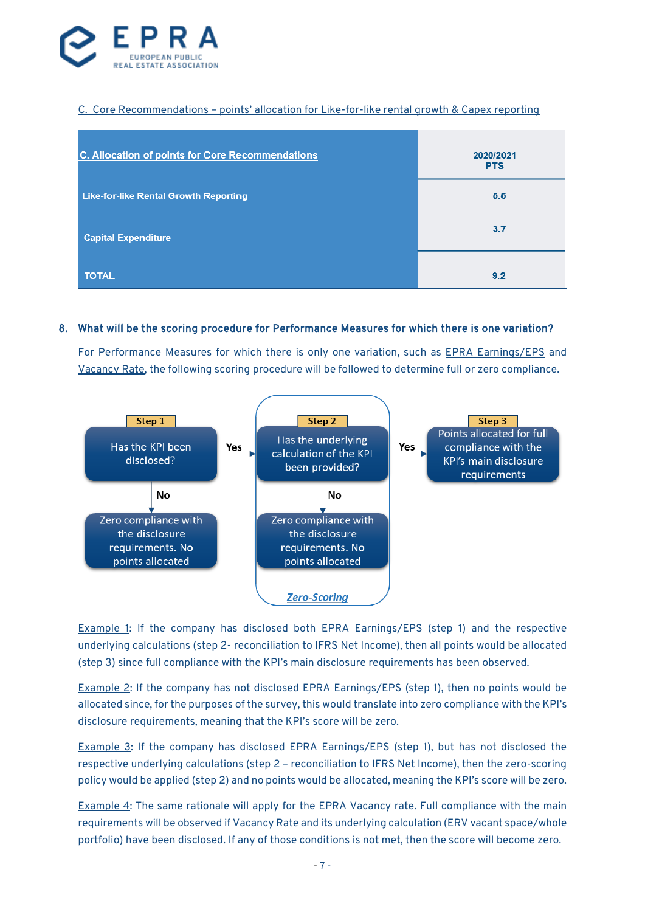C. Core Recommendations – points' allocation for Like-for-like rental growth & Capex reporting

| C. Allocation of points for Core Recommendations | 2020/2021 PTS |
|---|---|
| Like-for-like Rental Growth Reporting | 5.5 |
| Capital Expenditure | 3.7 |
| TOTAL | 9.2 |

## 8. What will be the scoring procedure for Performance Measures for which there is one variation?

For Performance Measures for which there is only one variation, such as EPRA Earnings/EPS and Vacancy Rate, the following scoring procedure will be followed to determine full or zero compliance.

**Step 1**: Has the KPI been disclosed?
- Yes → Step 2
- No → Zero compliance with the disclosure requirements. No points allocated

**Step 2**: Has the underlying calculation of the KPI been provided?
- Yes → Step 3
- No → Zero compliance with the disclosure requirements. No points allocated

**Step 3**: Points allocated for full compliance with the KPI's main disclosure requirements

*Zero-Scoring*

Example 1: If the company has disclosed both EPRA Earnings/EPS (step 1) and the respective underlying calculations (step 2- reconciliation to IFRS Net Income), then all points would be allocated (step 3) since full compliance with the KPI's main disclosure requirements has been observed.

Example 2: If the company has not disclosed EPRA Earnings/EPS (step 1), then no points would be allocated since, for the purposes of the survey, this would translate into zero compliance with the KPI's disclosure requirements, meaning that the KPI's score will be zero.

Example 3: If the company has disclosed EPRA Earnings/EPS (step 1), but has not disclosed the respective underlying calculations (step 2 – reconciliation to IFRS Net Income), then the zero-scoring policy would be applied (step 2) and no points would be allocated, meaning the KPI's score will be zero.

Example 4: The same rationale will apply for the EPRA Vacancy rate. Full compliance with the main requirements will be observed if Vacancy Rate and its underlying calculation (ERV vacant space/whole portfolio) have been disclosed. If any of those conditions is not met, then the score will become zero.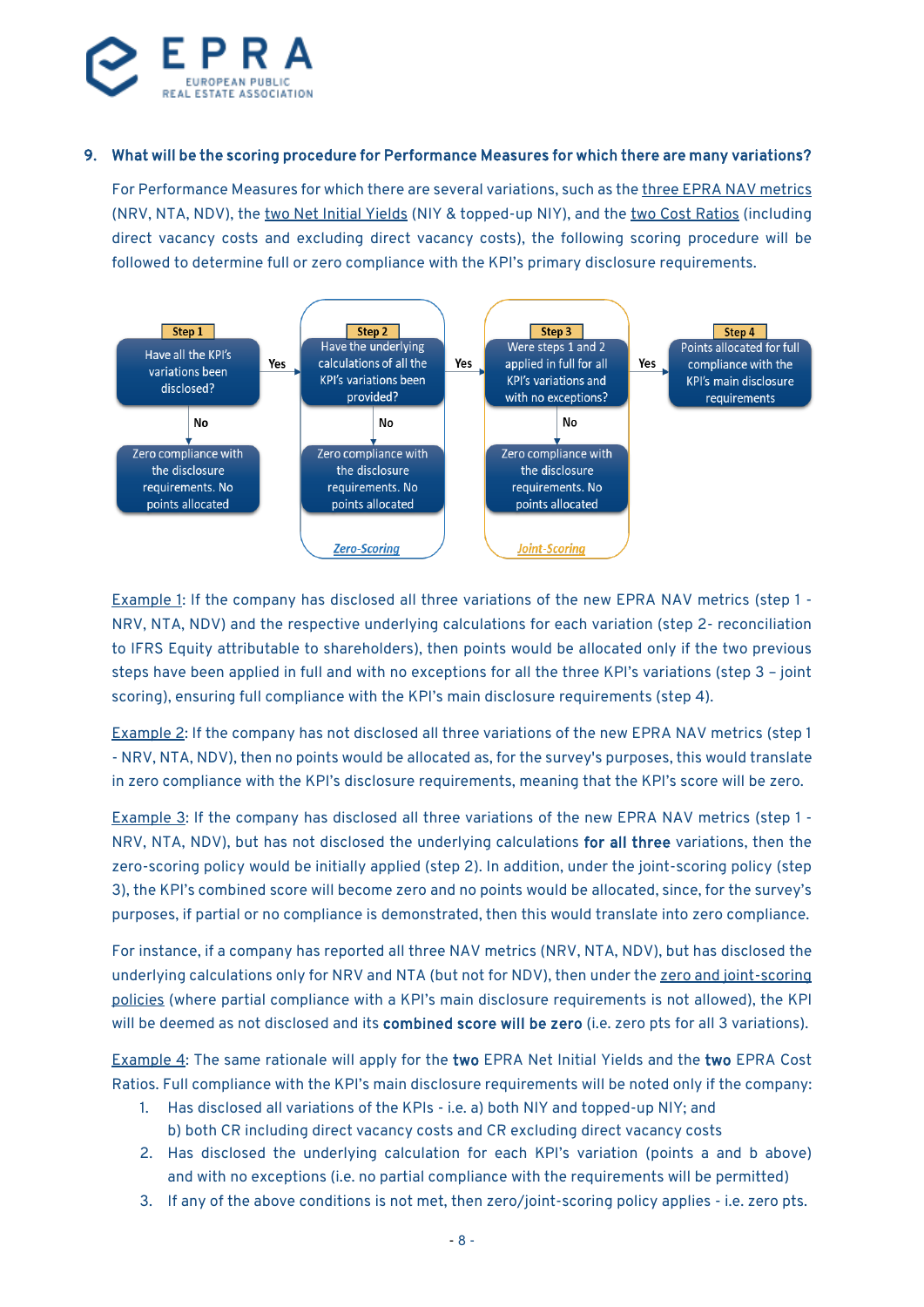## 9. What will be the scoring procedure for Performance Measures for which there are many variations?

For Performance Measures for which there are several variations, such as the three EPRA NAV metrics (NRV, NTA, NDV), the two Net Initial Yields (NIY & topped-up NIY), and the two Cost Ratios (including direct vacancy costs and excluding direct vacancy costs), the following scoring procedure will be followed to determine full or zero compliance with the KPI's primary disclosure requirements.

Step 1
Have all the KPI's variations been disclosed?
Yes
No
Zero compliance with the disclosure requirements. No points allocated

Step 2
Have the underlying calculations of all the KPI's variations been provided?
Yes
No
Zero compliance with the disclosure requirements. No points allocated
Zero-Scoring

Step 3
Were steps 1 and 2 applied in full for all KPI's variations and with no exceptions?
Yes
No
Zero compliance with the disclosure requirements. No points allocated
Joint-Scoring

Step 4
Points allocated for full compliance with the KPI's main disclosure requirements

Example 1: If the company has disclosed all three variations of the new EPRA NAV metrics (step 1 - NRV, NTA, NDV) and the respective underlying calculations for each variation (step 2- reconciliation to IFRS Equity attributable to shareholders), then points would be allocated only if the two previous steps have been applied in full and with no exceptions for all the three KPI's variations (step 3 – joint scoring), ensuring full compliance with the KPI's main disclosure requirements (step 4).

Example 2: If the company has not disclosed all three variations of the new EPRA NAV metrics (step 1 - NRV, NTA, NDV), then no points would be allocated as, for the survey's purposes, this would translate in zero compliance with the KPI's disclosure requirements, meaning that the KPI's score will be zero.

Example 3: If the company has disclosed all three variations of the new EPRA NAV metrics (step 1 - NRV, NTA, NDV), but has not disclosed the underlying calculations **for all three** variations, then the zero-scoring policy would be initially applied (step 2). In addition, under the joint-scoring policy (step 3), the KPI's combined score will become zero and no points would be allocated, since, for the survey's purposes, if partial or no compliance is demonstrated, then this would translate into zero compliance.

For instance, if a company has reported all three NAV metrics (NRV, NTA, NDV), but has disclosed the underlying calculations only for NRV and NTA (but not for NDV), then under the zero and joint-scoring policies (where partial compliance with a KPI's main disclosure requirements is not allowed), the KPI will be deemed as not disclosed and its **combined score will be zero** (i.e. zero pts for all 3 variations).

Example 4: The same rationale will apply for the **two** EPRA Net Initial Yields and the **two** EPRA Cost Ratios. Full compliance with the KPI's main disclosure requirements will be noted only if the company:

1. Has disclosed all variations of the KPIs - i.e. a) both NIY and topped-up NIY; and b) both CR including direct vacancy costs and CR excluding direct vacancy costs
2. Has disclosed the underlying calculation for each KPI's variation (points a and b above) and with no exceptions (i.e. no partial compliance with the requirements will be permitted)
3. If any of the above conditions is not met, then zero/joint-scoring policy applies - i.e. zero pts.